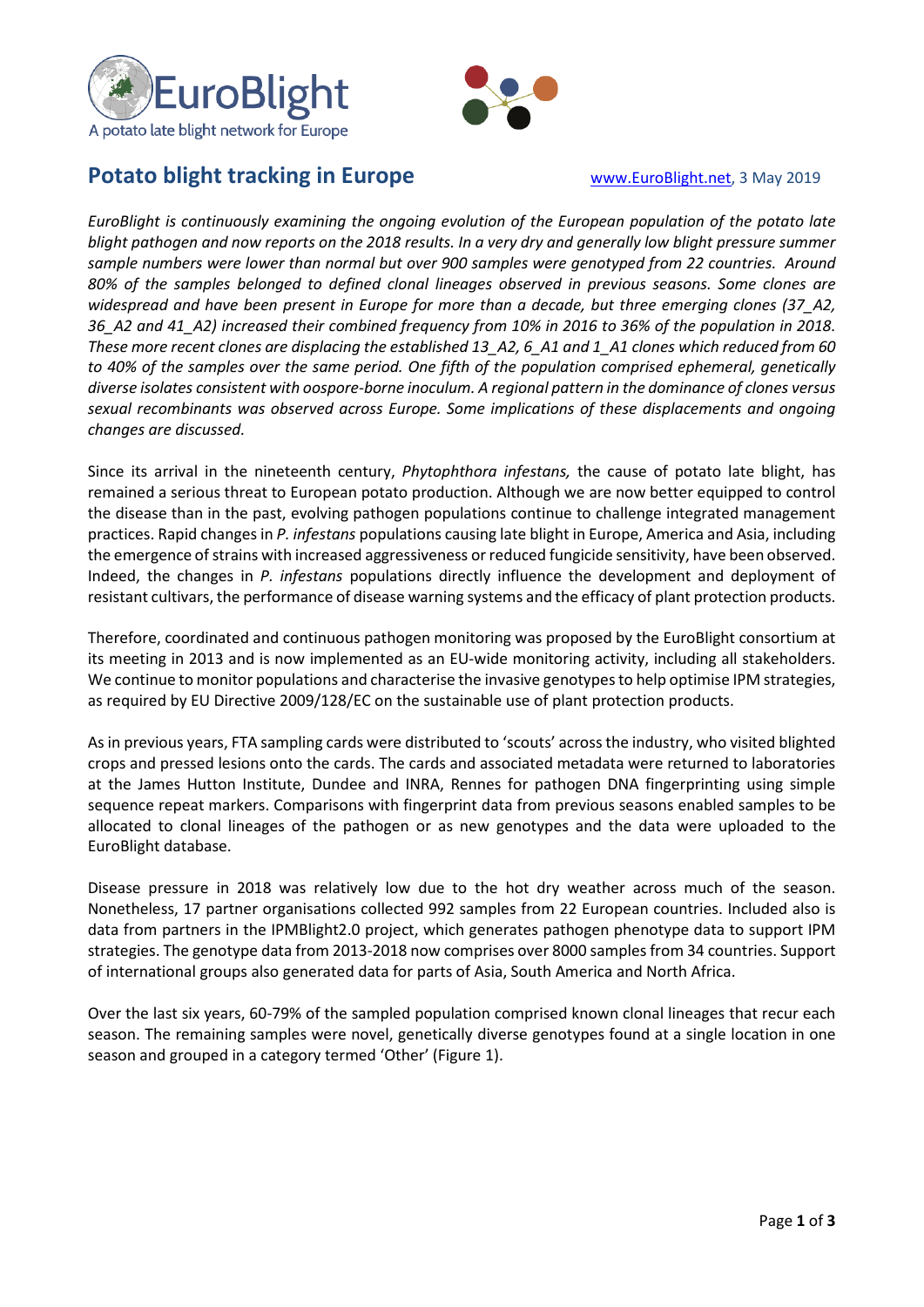EuroBlight

A potato late blight network for Europe

# Potato blight tracking in Europe

www.EuroBlight.net, 3 May 2019

*EuroBlight is continuously examining the ongoing evolution of the European population of the potato late blight pathogen and now reports on the 2018 results. In a very dry and generally low blight pressure summer sample numbers were lower than normal but over 900 samples were genotyped from 22 countries. Around 80% of the samples belonged to defined clonal lineages observed in previous seasons. Some clones are widespread and have been present in Europe for more than a decade, but three emerging clones (37_A2, 36_A2 and 41_A2) increased their combined frequency from 10% in 2016 to 36% of the population in 2018. These more recent clones are displacing the established 13_A2, 6_A1 and 1_A1 clones which reduced from 60 to 40% of the samples over the same period. One fifth of the population comprised ephemeral, genetically diverse isolates consistent with oospore-borne inoculum. A regional pattern in the dominance of clones versus sexual recombinants was observed across Europe. Some implications of these displacements and ongoing changes are discussed.*

Since its arrival in the nineteenth century, *Phytophthora infestans,* the cause of potato late blight, has remained a serious threat to European potato production. Although we are now better equipped to control the disease than in the past, evolving pathogen populations continue to challenge integrated management practices. Rapid changes in *P. infestans* populations causing late blight in Europe, America and Asia, including the emergence of strains with increased aggressiveness or reduced fungicide sensitivity, have been observed. Indeed, the changes in *P. infestans* populations directly influence the development and deployment of resistant cultivars, the performance of disease warning systems and the efficacy of plant protection products.

Therefore, coordinated and continuous pathogen monitoring was proposed by the EuroBlight consortium at its meeting in 2013 and is now implemented as an EU-wide monitoring activity, including all stakeholders. We continue to monitor populations and characterise the invasive genotypes to help optimise IPM strategies, as required by EU Directive 2009/128/EC on the sustainable use of plant protection products.

As in previous years, FTA sampling cards were distributed to 'scouts' across the industry, who visited blighted crops and pressed lesions onto the cards. The cards and associated metadata were returned to laboratories at the James Hutton Institute, Dundee and INRA, Rennes for pathogen DNA fingerprinting using simple sequence repeat markers. Comparisons with fingerprint data from previous seasons enabled samples to be allocated to clonal lineages of the pathogen or as new genotypes and the data were uploaded to the EuroBlight database.

Disease pressure in 2018 was relatively low due to the hot dry weather across much of the season. Nonetheless, 17 partner organisations collected 992 samples from 22 European countries. Included also is data from partners in the IPMBlight2.0 project, which generates pathogen phenotype data to support IPM strategies. The genotype data from 2013-2018 now comprises over 8000 samples from 34 countries. Support of international groups also generated data for parts of Asia, South America and North Africa.

Over the last six years, 60-79% of the sampled population comprised known clonal lineages that recur each season. The remaining samples were novel, genetically diverse genotypes found at a single location in one season and grouped in a category termed 'Other' (Figure 1).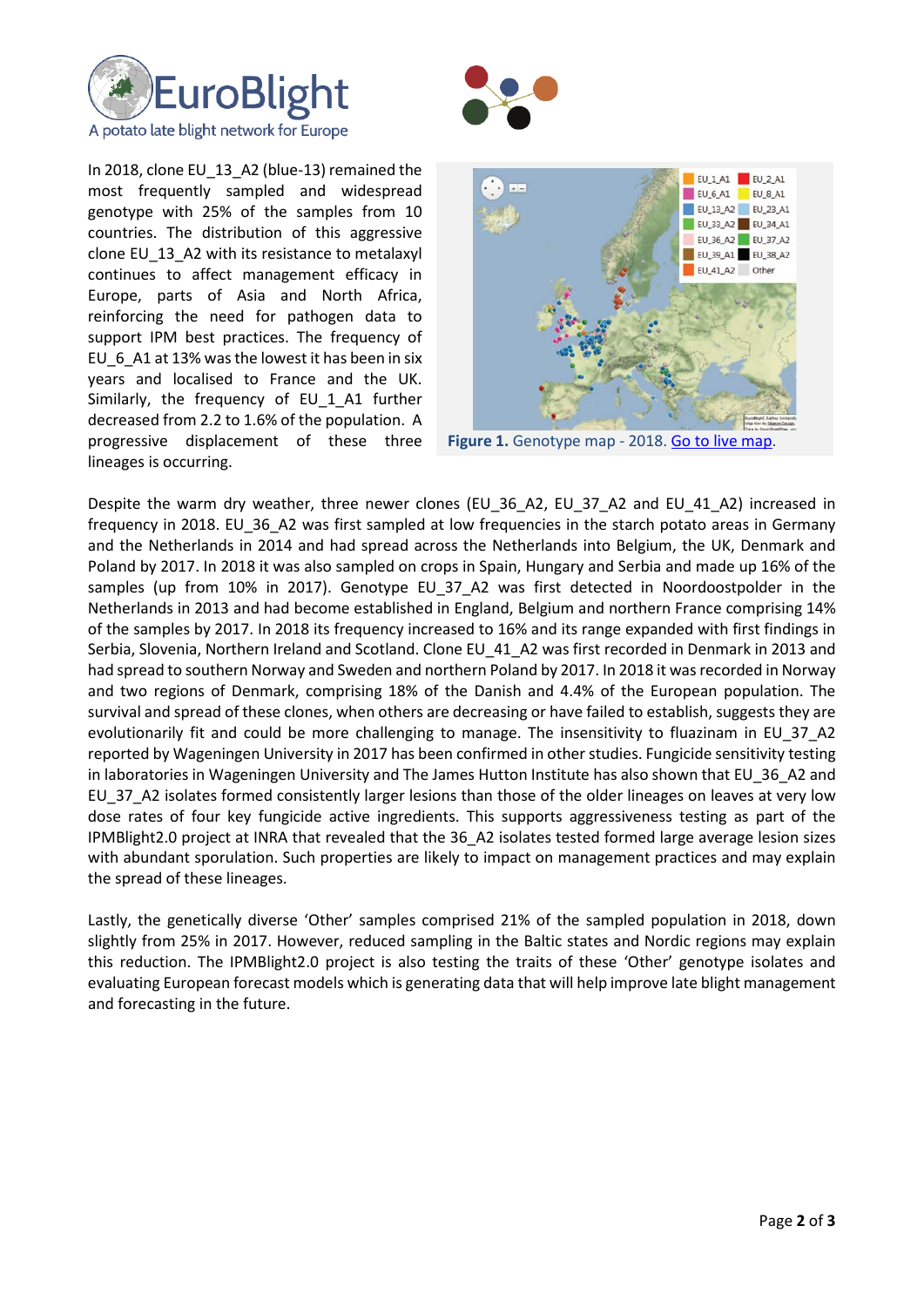In 2018, clone EU_13_A2 (blue-13) remained the most frequently sampled and widespread genotype with 25% of the samples from 10 countries. The distribution of this aggressive clone EU_13_A2 with its resistance to metalaxyl continues to affect management efficacy in Europe, parts of Asia and North Africa, reinforcing the need for pathogen data to support IPM best practices. The frequency of EU_6_A1 at 13% was the lowest it has been in six years and localised to France and the UK. Similarly, the frequency of EU_1_A1 further decreased from 2.2 to 1.6% of the population. A progressive displacement of these three lineages is occurring.

**Figure 1.** Genotype map - 2018. [Go to live map](#).

Despite the warm dry weather, three newer clones (EU_36_A2, EU_37_A2 and EU_41_A2) increased in frequency in 2018. EU_36_A2 was first sampled at low frequencies in the starch potato areas in Germany and the Netherlands in 2014 and had spread across the Netherlands into Belgium, the UK, Denmark and Poland by 2017. In 2018 it was also sampled on crops in Spain, Hungary and Serbia and made up 16% of the samples (up from 10% in 2017). Genotype EU_37_A2 was first detected in Noordoostpolder in the Netherlands in 2013 and had become established in England, Belgium and northern France comprising 14% of the samples by 2017. In 2018 its frequency increased to 16% and its range expanded with first findings in Serbia, Slovenia, Northern Ireland and Scotland. Clone EU_41_A2 was first recorded in Denmark in 2013 and had spread to southern Norway and Sweden and northern Poland by 2017. In 2018 it was recorded in Norway and two regions of Denmark, comprising 18% of the Danish and 4.4% of the European population. The survival and spread of these clones, when others are decreasing or have failed to establish, suggests they are evolutionarily fit and could be more challenging to manage. The insensitivity to fluazinam in EU_37_A2 reported by Wageningen University in 2017 has been confirmed in other studies. Fungicide sensitivity testing in laboratories in Wageningen University and The James Hutton Institute has also shown that EU_36_A2 and EU_37_A2 isolates formed consistently larger lesions than those of the older lineages on leaves at very low dose rates of four key fungicide active ingredients. This supports aggressiveness testing as part of the IPMBlight2.0 project at INRA that revealed that the 36_A2 isolates tested formed large average lesion sizes with abundant sporulation. Such properties are likely to impact on management practices and may explain the spread of these lineages.

Lastly, the genetically diverse 'Other' samples comprised 21% of the sampled population in 2018, down slightly from 25% in 2017. However, reduced sampling in the Baltic states and Nordic regions may explain this reduction. The IPMBlight2.0 project is also testing the traits of these 'Other' genotype isolates and evaluating European forecast models which is generating data that will help improve late blight management and forecasting in the future.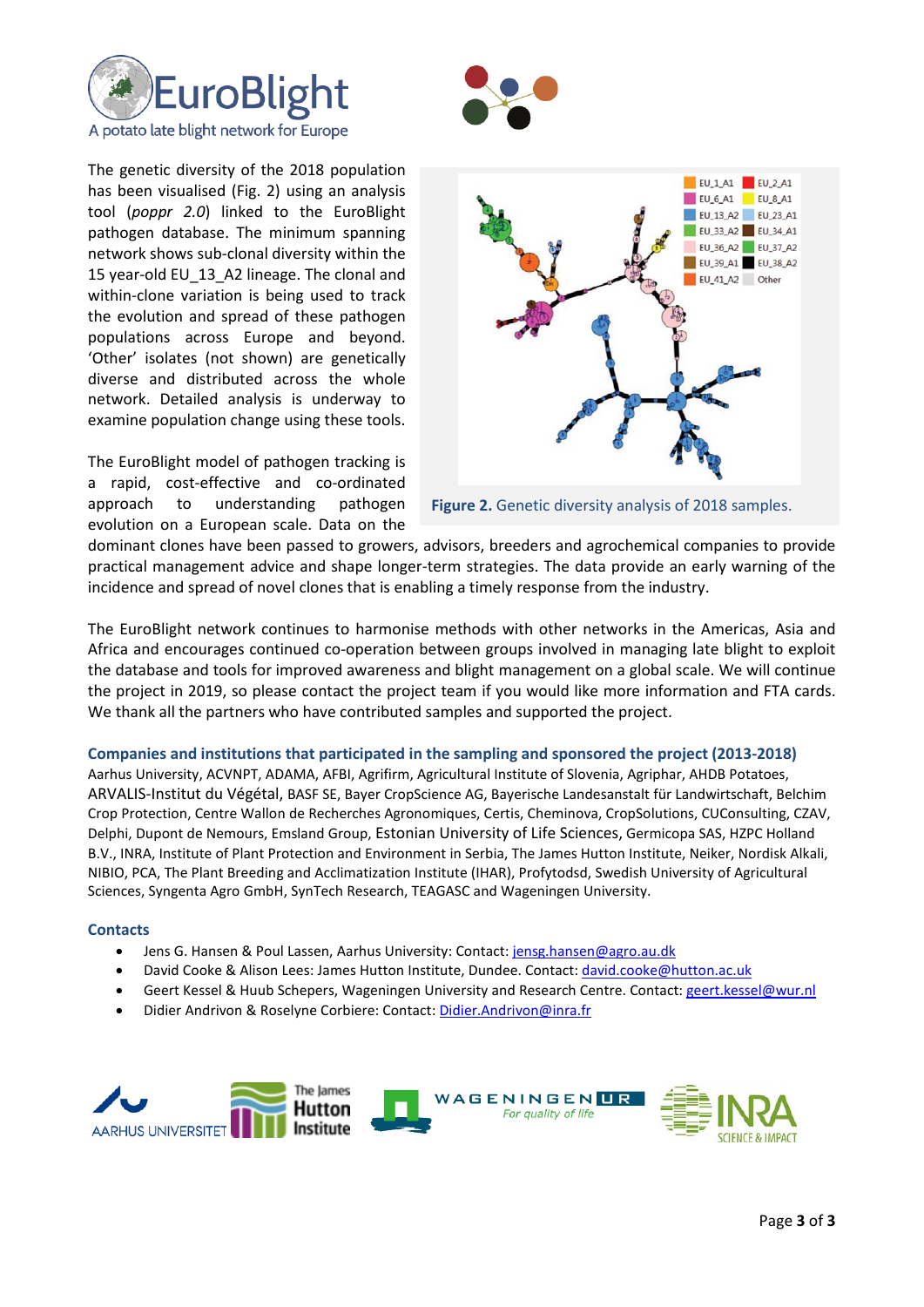EuroBlight

A potato late blight network for Europe

The genetic diversity of the 2018 population has been visualised (Fig. 2) using an analysis tool (*poppr 2.0*) linked to the EuroBlight pathogen database. The minimum spanning network shows sub-clonal diversity within the 15 year-old EU_13_A2 lineage. The clonal and within-clone variation is being used to track the evolution and spread of these pathogen populations across Europe and beyond. 'Other' isolates (not shown) are genetically diverse and distributed across the whole network. Detailed analysis is underway to examine population change using these tools.

EU_1_A1
EU_2_A1
EU_6_A1
EU_8_A1
EU_13_A2
EU_23_A1
EU_33_A2
EU_34_A1
EU_36_A2
EU_37_A2
EU_39_A1
EU_38_A2
EU_41_A2
Other

**Figure 2.** Genetic diversity analysis of 2018 samples.

The EuroBlight model of pathogen tracking is a rapid, cost-effective and co-ordinated approach to understanding pathogen evolution on a European scale. Data on the dominant clones have been passed to growers, advisors, breeders and agrochemical companies to provide practical management advice and shape longer-term strategies. The data provide an early warning of the incidence and spread of novel clones that is enabling a timely response from the industry.

The EuroBlight network continues to harmonise methods with other networks in the Americas, Asia and Africa and encourages continued co-operation between groups involved in managing late blight to exploit the database and tools for improved awareness and blight management on a global scale. We will continue the project in 2019, so please contact the project team if you would like more information and FTA cards. We thank all the partners who have contributed samples and supported the project.

### Companies and institutions that participated in the sampling and sponsored the project (2013-2018)

Aarhus University, ACVNPT, ADAMA, AFBI, Agrifirm, Agricultural Institute of Slovenia, Agriphar, AHDB Potatoes, ARVALIS-Institut du Végétal, BASF SE, Bayer CropScience AG, Bayerische Landesanstalt für Landwirtschaft, Belchim Crop Protection, Centre Wallon de Recherches Agronomiques, Certis, Cheminova, CropSolutions, CUConsulting, CZAV, Delphi, Dupont de Nemours, Emsland Group, Estonian University of Life Sciences, Germicopa SAS, HZPC Holland B.V., INRA, Institute of Plant Protection and Environment in Serbia, The James Hutton Institute, Neiker, Nordisk Alkali, NIBIO, PCA, The Plant Breeding and Acclimatization Institute (IHAR), Profytodsd, Swedish University of Agricultural Sciences, Syngenta Agro GmbH, SynTech Research, TEAGASC and Wageningen University.

### Contacts

- Jens G. Hansen & Poul Lassen, Aarhus University: Contact: jensg.hansen@agro.au.dk
- David Cooke & Alison Lees: James Hutton Institute, Dundee. Contact: david.cooke@hutton.ac.uk
- Geert Kessel & Huub Schepers, Wageningen University and Research Centre. Contact: geert.kessel@wur.nl
- Didier Andrivon & Roselyne Corbiere: Contact: Didier.Andrivon@inra.fr

AARHUS UNIVERSITET | The James Hutton Institute | WAGENINGEN UR For quality of life | INRA SCIENCE & IMPACT